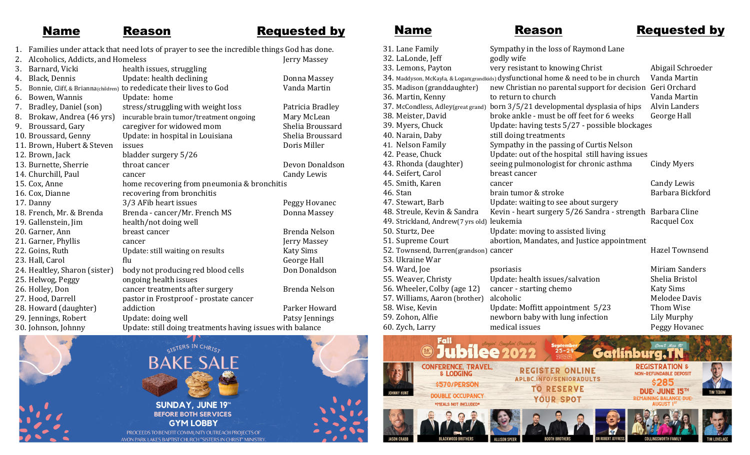| # | Name | Reason | Requested by |
|---|---|---|---|
| 1. | Families under attack that need lots of prayer to see the incredible things God has done. | | |
| 2. | Alcoholics, Addicts, and Homeless | | Jerry Massey |
| 3. | Barnard, Vicki | health issues, struggling | |
| 4. | Black, Dennis | Update: health declining | Donna Massey |
| 5. | Bonnie, Cliff, & Brianna (children) | to rededicate their lives to God | Vanda Martin |
| 6. | Bowen, Wannis | Update: home | |
| 7. | Bradley, Daniel (son) | stress/struggling with weight loss | Patricia Bradley |
| 8. | Brokaw, Andrea (46 yrs) | incurable brain tumor/treatment ongoing | Mary McLean |
| 9. | Broussard, Gary | caregiver for widowed mom | Shelia Broussard |
| 10. | Broussard, Genny | Update: in hospital in Louisiana | Shelia Broussard |
| 11. | Brown, Hubert & Steven | issues | Doris Miller |
| 12. | Brown, Jack | bladder surgery 5/26 | |
| 13. | Burnette, Sherrie | throat cancer | Devon Donaldson |
| 14. | Churchill, Paul | cancer | Candy Lewis |
| 15. | Cox, Anne | home recovering from pneumonia & bronchitis | |
| 16. | Cox, Dianne | recovering from bronchitis | |
| 17. | Danny | 3/3 AFib heart issues | Peggy Hovanec |
| 18. | French, Mr. & Brenda | Brenda - cancer/Mr. French MS | Donna Massey |
| 19. | Gallenstein, Jim | health/not doing well | |
| 20. | Garner, Ann | breast cancer | Brenda Nelson |
| 21. | Garner, Phyllis | cancer | Jerry Massey |
| 22. | Goins, Ruth | Update: still waiting on results | Katy Sims |
| 23. | Hall, Carol | flu | George Hall |
| 24. | Healtley, Sharon (sister) | body not producing red blood cells | Don Donaldson |
| 25. | Helwog, Peggy | ongoing health issues | |
| 26. | Holley, Don | cancer treatments after surgery | Brenda Nelson |
| 27. | Hood, Darrell | pastor in Frostproof - prostate cancer | |
| 28. | Howard (daughter) | addiction | Parker Howard |
| 29. | Jennings, Robert | Update: doing well | Patsy Jennings |
| 30. | Johnson, Johnny | Update: still doing treatments having issues with balance | |
| 31. | Lane Family | Sympathy in the loss of Raymond Lane | |
| 32. | LaLonde, Jeff | godly wife | |
| 33. | Lemons, Payton | very resistant to knowing Christ | Abigail Schroeder |
| 34. | Maddyson, McKayla, & Logan (grandkids) | dysfunctional home & need to be in church | Vanda Martin |
| 35. | Madison (granddaughter) | new Christian no parental support for decision | Geri Orchard |
| 36. | Martin, Kenny | to return to church | Vanda Martin |
| 37. | McCondless, Adley (great grand) | born 3/5/21 developmental dysplasia of hips | Alvin Landers |
| 38. | Meister, David | broke ankle - must be off feet for 6 weeks | George Hall |
| 39. | Myers, Chuck | Update: having tests 5/27 - possible blockages | |
| 40. | Narain, Daby | still doing treatments | |
| 41. | Nelson Family | Sympathy in the passing of Curtis Nelson | |
| 42. | Pease, Chuck | Update: out of the hospital still having issues | |
| 43. | Rhonda (daughter) | seeing pulmonologist for chronic asthma | Cindy Myers |
| 44. | Seifert, Carol | breast cancer | |
| 45. | Smith, Karen | cancer | Candy Lewis |
| 46. | Stan | brain tumor & stroke | Barbara Bickford |
| 47. | Stewart, Barb | Update: waiting to see about surgery | |
| 48. | Streule, Kevin & Sandra | Kevin - heart surgery 5/26 Sandra - strength | Barbara Cline |
| 49. | Strickland, Andrew (7 yrs old) | leukemia | Racquel Cox |
| 50. | Sturtz, Dee | Update: moving to assisted living | |
| 51. | Supreme Court | abortion, Mandates, and Justice appointment | |
| 52. | Townsend, Darren (grandson) | cancer | Hazel Townsend |
| 53. | Ukraine War | | |
| 54. | Ward, Joe | psoriasis | Miriam Sanders |
| 55. | Weaver, Christy | Update: health issues/salvation | Shelia Bristol |
| 56. | Wheeler, Colby (age 12) | cancer - starting chemo | Katy Sims |
| 57. | Williams, Aaron (brother) | alcoholic | Melodee Davis |
| 58. | Wise, Kevin | Update: Moffitt appointment 5/23 | Thom Wise |
| 59. | Zohon, Alfie | newborn baby with lung infection | Lily Murphy |
| 60. | Zych, Larry | medical issues | Peggy Hovanec |

**SISTERS IN CHRIST**

# BAKE SALE

**SUNDAY, JUNE 19TH**
**BEFORE BOTH SERVICES**
**GYM LOBBY**

PROCEEDS TO BENEFIT COMMUNITY OUTREACH PROJECTS OF AVON PARK LAKES BAPTIST CHURCH "SISTERS IN CHRIST" MINISTRY.

**Fall Jubilee 2022** — Singin' Laughin' Preachin' — September 25-29 2022 — Gatlinburg, TN — Don't Miss It!

CONFERENCE, TRAVEL, & LODGING: $570/PERSON, DOUBLE OCCUPANCY, *MEALS NOT INCLUDED*

REGISTER ONLINE: APLBC.INFO/SENIORADULTS TO RESERVE YOUR SPOT

REGISTRATION & NON-REFUNDABLE DEPOSIT $285 DUE: JUNE 15TH. REMAINING BALANCE DUE: AUGUST 1ST

JOHNNY HUNT · TIM TEBOW · JASON CRABB · BLACKWOOD BROTHERS · ALLISON SPEER · BOOTH BROTHERS · DR ROBERT JEFFRESS · COLLINGSWORTH FAMILY · TIM LOVELACE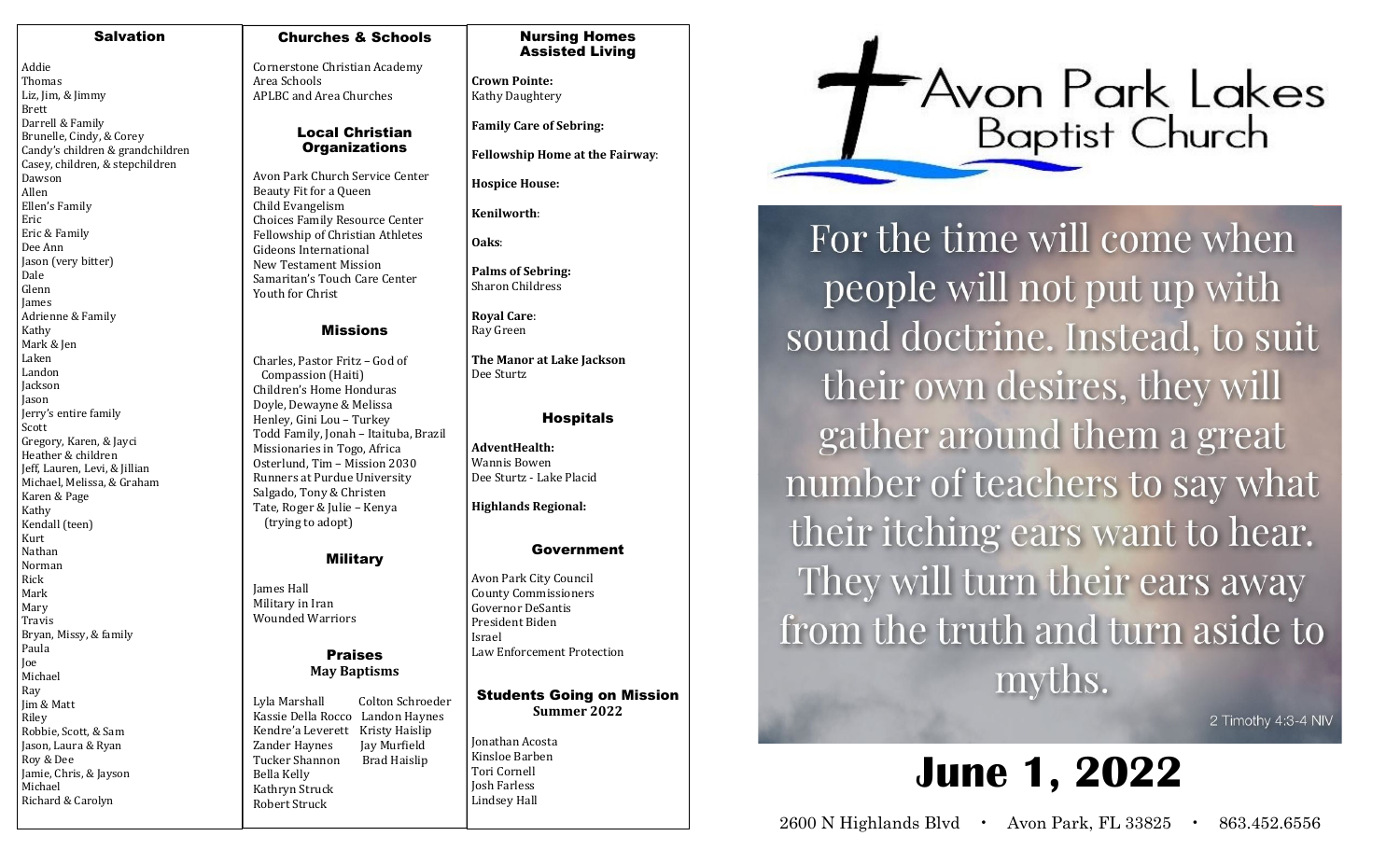## Salvation

Addie
Thomas
Liz, Jim, & Jimmy
Brett
Darrell & Family
Brunelle, Cindy, & Corey
Candy's children & grandchildren
Casey, children, & stepchildren
Dawson
Allen
Ellen's Family
Eric
Eric & Family
Dee Ann
Jason (very bitter)
Dale
Glenn
James
Adrienne & Family
Kathy
Mark & Jen
Laken
Landon
Jackson
Jason
Jerry's entire family
Scott
Gregory, Karen, & Jayci
Heather & children
Jeff, Lauren, Levi, & Jillian
Michael, Melissa, & Graham
Karen & Page
Kathy
Kendall (teen)
Kurt
Nathan
Norman
Rick
Mark
Mary
Travis
Bryan, Missy, & family
Paula
Joe
Michael
Ray
Jim & Matt
Riley
Robbie, Scott, & Sam
Jason, Laura & Ryan
Roy & Dee
Jamie, Chris, & Jayson
Michael
Richard & Carolyn

## Churches & Schools

Cornerstone Christian Academy
Area Schools
APLBC and Area Churches

## Local Christian Organizations

Avon Park Church Service Center
Beauty Fit for a Queen
Child Evangelism
Choices Family Resource Center
Fellowship of Christian Athletes
Gideons International
New Testament Mission
Samaritan's Touch Care Center
Youth for Christ

## Missions

Charles, Pastor Fritz – God of Compassion (Haiti)
Children's Home Honduras
Doyle, Dewayne & Melissa
Henley, Gini Lou – Turkey
Todd Family, Jonah – Itaituba, Brazil
Missionaries in Togo, Africa
Osterlund, Tim – Mission 2030
Runners at Purdue University
Salgado, Tony & Christen
Tate, Roger & Julie – Kenya (trying to adopt)

## Military

James Hall
Military in Iran
Wounded Warriors

## Praises

**May Baptisms**

Lyla Marshall
Kassie Della Rocco
Kendre'a Leverett
Zander Haynes
Tucker Shannon
Bella Kelly
Kathryn Struck
Robert Struck
Colton Schroeder
Landon Haynes
Kristy Haislip
Jay Murfield
Brad Haislip

## Nursing Homes Assisted Living

**Crown Pointe:**
Kathy Daughtery

**Family Care of Sebring:**

**Fellowship Home at the Fairway:**

**Hospice House:**

**Kenilworth:**

**Oaks:**

**Palms of Sebring:**
Sharon Childress

**Royal Care:**
Ray Green

**The Manor at Lake Jackson**
Dee Sturtz

## Hospitals

**AdventHealth:**
Wannis Bowen
Dee Sturtz - Lake Placid

**Highlands Regional:**

## Government

Avon Park City Council
County Commissioners
Governor DeSantis
President Biden
Israel
Law Enforcement Protection

## Students Going on Mission Summer 2022

Jonathan Acosta
Kinsloe Barben
Tori Cornell
Josh Farless
Lindsey Hall

# Avon Park Lakes Baptist Church

For the time will come when people will not put up with sound doctrine. Instead, to suit their own desires, they will gather around them a great number of teachers to say what their itching ears want to hear. They will turn their ears away from the truth and turn aside to myths.

2 Timothy 4:3-4 NIV

# June 1, 2022

2600 N Highlands Blvd • Avon Park, FL 33825 • 863.452.6556